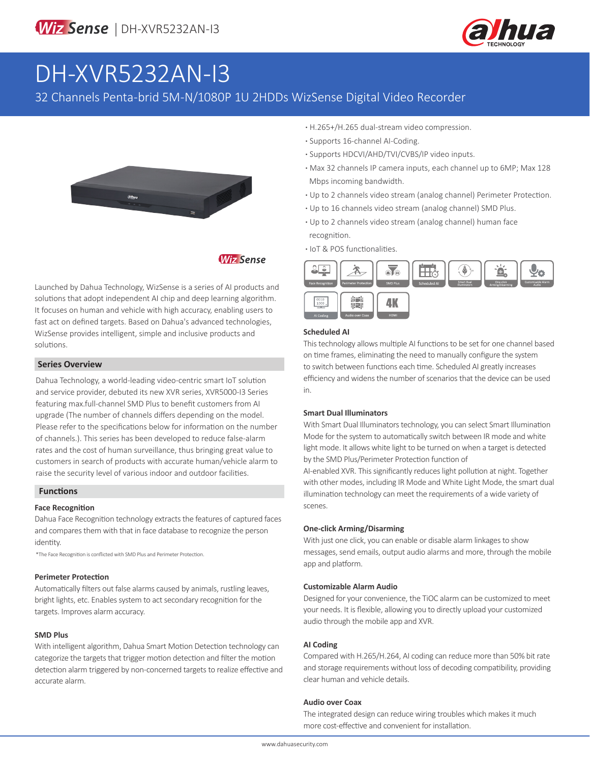# DH-XVR5232AN-I3

32 Channels Penta-brid 5M-N/1080P 1U 2HDDs WizSense Digital Video Recorder

- H.265+/H.265 dual-stream video compression.
- Supports 16-channel AI-Coding.
- Supports HDCVI/AHD/TVI/CVBS/IP video inputs.
- Max 32 channels IP camera inputs, each channel up to 6MP; Max 128 Mbps incoming bandwidth.
- Up to 2 channels video stream (analog channel) Perimeter Protection.
- Up to 16 channels video stream (analog channel) SMD Plus.
- Up to 2 channels video stream (analog channel) human face recognition.
- IoT & POS functionalities.

Launched by Dahua Technology, WizSense is a series of AI products and solutions that adopt independent AI chip and deep learning algorithm. It focuses on human and vehicle with high accuracy, enabling users to fast act on defined targets. Based on Dahua's advanced technologies, WizSense provides intelligent, simple and inclusive products and solutions.

## Series Overview

Dahua Technology, a world-leading video-centric smart IoT solution and service provider, debuted its new XVR series, XVR5000-I3 Series featuring max.full-channel SMD Plus to benefit customers from AI upgrade (The number of channels differs depending on the model. Please refer to the specifications below for information on the number of channels.). This series has been developed to reduce false-alarm rates and the cost of human surveillance, thus bringing great value to customers in search of products with accurate human/vehicle alarm to raise the security level of various indoor and outdoor facilities.

## Functions

### Face Recognition

Dahua Face Recognition technology extracts the features of captured faces and compares them with that in face database to recognize the person identity.

*The Face Recognition is conflicted with SMD Plus and Perimeter Protection.

### Perimeter Protection

Automatically filters out false alarms caused by animals, rustling leaves, bright lights, etc. Enables system to act secondary recognition for the targets. Improves alarm accuracy.

### SMD Plus

With intelligent algorithm, Dahua Smart Motion Detection technology can categorize the targets that trigger motion detection and filter the motion detection alarm triggered by non-concerned targets to realize effective and accurate alarm.

### Scheduled AI

This technology allows multiple AI functions to be set for one channel based on time frames, eliminating the need to manually configure the system to switch between functions each time. Scheduled AI greatly increases efficiency and widens the number of scenarios that the device can be used in.

### Smart Dual Illuminators

With Smart Dual Illuminators technology, you can select Smart Illumination Mode for the system to automatically switch between IR mode and white light mode. It allows white light to be turned on when a target is detected by the SMD Plus/Perimeter Protection function of AI-enabled XVR. This significantly reduces light pollution at night. Together with other modes, including IR Mode and White Light Mode, the smart dual illumination technology can meet the requirements of a wide variety of scenes.

### One-click Arming/Disarming

With just one click, you can enable or disable alarm linkages to show messages, send emails, output audio alarms and more, through the mobile app and platform.

### Customizable Alarm Audio

Designed for your convenience, the TiOC alarm can be customized to meet your needs. It is flexible, allowing you to directly upload your customized audio through the mobile app and XVR.

### AI Coding

Compared with H.265/H.264, AI coding can reduce more than 50% bit rate and storage requirements without loss of decoding compatibility, providing clear human and vehicle details.

### Audio over Coax

The integrated design can reduce wiring troubles which makes it much more cost-effective and convenient for installation.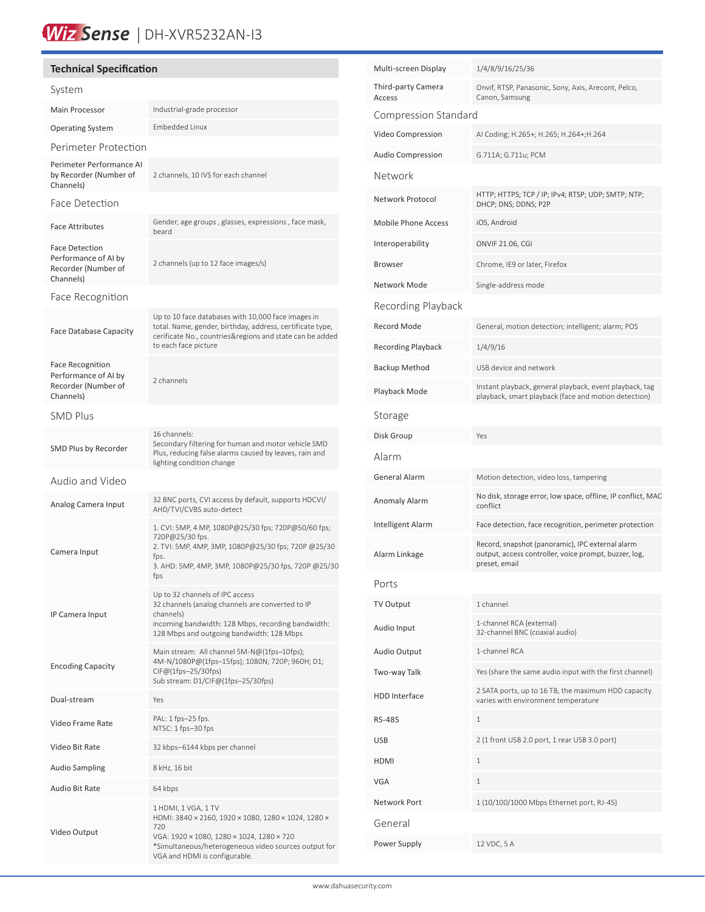# Technical Specification

## System

| | |
|---|---|
| Main Processor | Industrial-grade processor |
| Operating System | Embedded Linux |

## Perimeter Protection

| | |
|---|---|
| Perimeter Performance AI by Recorder (Number of Channels) | 2 channels, 10 IVS for each channel |

## Face Detection

| | |
|---|---|
| Face Attributes | Gender, age groups , glasses, expressions , face mask, beard |
| Face Detection Performance of AI by Recorder (Number of Channels) | 2 channels (up to 12 face images/s) |

## Face Recognition

| | |
|---|---|
| Face Database Capacity | Up to 10 face databases with 10,000 face images in total. Name, gender, birthday, address, certificate type, cerificate No., countries&regions and state can be added to each face picture |
| Face Recognition Performance of AI by Recorder (Number of Channels) | 2 channels |

## SMD Plus

| | |
|---|---|
| SMD Plus by Recorder | 16 channels:<br>Secondary filtering for human and motor vehicle SMD Plus, reducing false alarms caused by leaves, rain and lighting condition change |

## Audio and Video

| | |
|---|---|
| Analog Camera Input | 32 BNC ports, CVI access by default, supports HDCVI/AHD/TVI/CVBS auto-detect |
| Camera Input | 1. CVI: 5MP, 4 MP, 1080P@25/30 fps; 720P@50/60 fps; 720P@25/30 fps.<br>2. TVI: 5MP, 4MP, 3MP, 1080P@25/30 fps; 720P @25/30 fps.<br>3. AHD: 5MP, 4MP, 3MP, 1080P@25/30 fps, 720P @25/30 fps |
| IP Camera Input | Up to 32 channels of IPC access<br>32 channels (analog channels are converted to IP channels)<br>incoming bandwidth: 128 Mbps, recording bandwidth: 128 Mbps and outgoing bandwidth: 128 Mbps |
| Encoding Capacity | Main stream: All channel 5M-N@(1fps–10fps); 4M-N/1080P@(1fps–15fps); 1080N; 720P; 960H; D1; CIF@(1fps–25/30fps)<br>Sub stream: D1/CIF@(1fps–25/30fps) |
| Dual-stream | Yes |
| Video Frame Rate | PAL: 1 fps–25 fps.<br>NTSC: 1 fps–30 fps |
| Video Bit Rate | 32 kbps–6144 kbps per channel |
| Audio Sampling | 8 kHz, 16 bit |
| Audio Bit Rate | 64 kbps |
| Video Output | 1 HDMI, 1 VGA, 1 TV<br>HDMI: 3840 × 2160, 1920 × 1080, 1280 × 1024, 1280 × 720<br>VGA: 1920 × 1080, 1280 × 1024, 1280 × 720<br>*Simultaneous/heterogeneous video sources output for VGA and HDMI is configurable. |
| Multi-screen Display | 1/4/8/9/16/25/36 |
| Third-party Camera Access | Onvif, RTSP, Panasonic, Sony, Axis, Arecont, Pelco, Canon, Samsung |

## Compression Standard

| | |
|---|---|
| Video Compression | AI Coding; H.265+; H.265; H.264+;H.264 |
| Audio Compression | G.711A; G.711u; PCM |

## Network

| | |
|---|---|
| Network Protocol | HTTP; HTTPS; TCP / IP; IPv4; RTSP; UDP; SMTP; NTP; DHCP; DNS; DDNS; P2P |
| Mobile Phone Access | iOS, Android |
| Interoperability | ONVIF 21.06, CGI |
| Browser | Chrome, IE9 or later, Firefox |
| Network Mode | Single-address mode |

## Recording Playback

| | |
|---|---|
| Record Mode | General, motion detection; intelligent; alarm; POS |
| Recording Playback | 1/4/9/16 |
| Backup Method | USB device and network |
| Playback Mode | Instant playback, general playback, event playback, tag playback, smart playback (face and motion detection) |

## Storage

| | |
|---|---|
| Disk Group | Yes |

## Alarm

| | |
|---|---|
| General Alarm | Motion detection, video loss, tampering |
| Anomaly Alarm | No disk, storage error, low space, offline, IP conflict, MAC conflict |
| Intelligent Alarm | Face detection, face recognition, perimeter protection |
| Alarm Linkage | Record, snapshot (panoramic), IPC external alarm output, access controller, voice prompt, buzzer, log, preset, email |

## Ports

| | |
|---|---|
| TV Output | 1 channel |
| Audio Input | 1-channel RCA (external)<br>32-channel BNC (coaxial audio) |
| Audio Output | 1-channel RCA |
| Two-way Talk | Yes (share the same audio input with the first channel) |
| HDD Interface | 2 SATA ports, up to 16 TB, the maximum HDD capacity varies with environment temperature |
| RS-485 | 1 |
| USB | 2 (1 front USB 2.0 port, 1 rear USB 3.0 port) |
| HDMI | 1 |
| VGA | 1 |
| Network Port | 1 (10/100/1000 Mbps Ethernet port, RJ-45) |

## General

| | |
|---|---|
| Power Supply | 12 VDC, 5 A |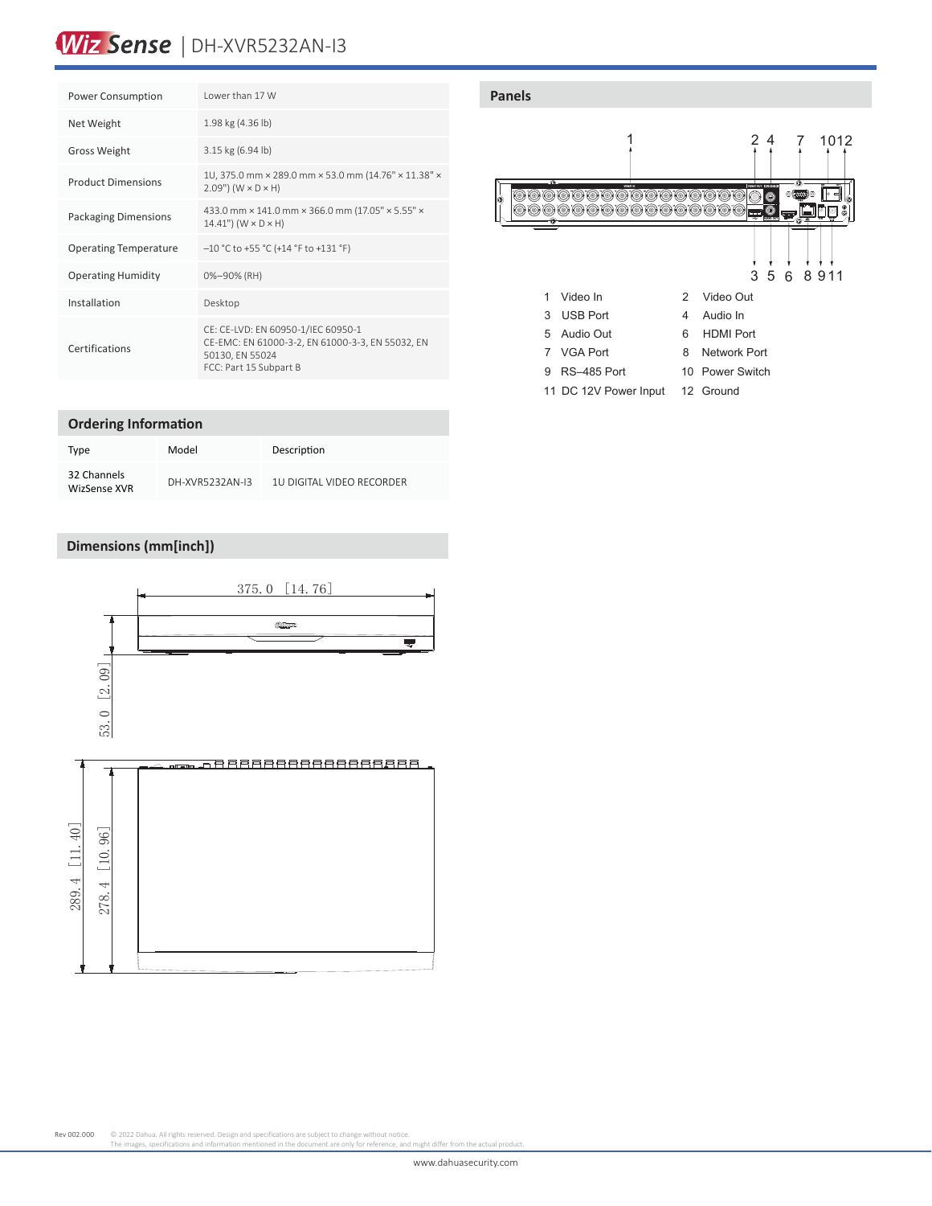| | |
|---|---|
| Power Consumption | Lower than 17 W |
| Net Weight | 1.98 kg (4.36 lb) |
| Gross Weight | 3.15 kg (6.94 lb) |
| Product Dimensions | 1U, 375.0 mm × 289.0 mm × 53.0 mm (14.76" × 11.38" × 2.09") (W × D × H) |
| Packaging Dimensions | 433.0 mm × 141.0 mm × 366.0 mm (17.05" × 5.55" × 14.41") (W × D × H) |
| Operating Temperature | –10 °C to +55 °C (+14 °F to +131 °F) |
| Operating Humidity | 0%–90% (RH) |
| Installation | Desktop |
| Certifications | CE: CE-LVD: EN 60950-1/IEC 60950-1<br>CE-EMC: EN 61000-3-2, EN 61000-3-3, EN 55032, EN 50130, EN 55024<br>FCC: Part 15 Subpart B |

## Ordering Information

| Type | Model | Description |
|---|---|---|
| 32 Channels WizSense XVR | DH-XVR5232AN-I3 | 1U DIGITAL VIDEO RECORDER |

## Dimensions (mm[inch])

375.0 [14.76]

53.0 [2.09]

289.4 [11.40]

278.4 [10.96]

## Panels

1 2 4 7 10 12

3 5 6 8 9 11

| | | | |
|---|---|---|---|
| 1 | Video In | 2 | Video Out |
| 3 | USB Port | 4 | Audio In |
| 5 | Audio Out | 6 | HDMI Port |
| 7 | VGA Port | 8 | Network Port |
| 9 | RS–485 Port | 10 | Power Switch |
| 11 | DC 12V Power Input | 12 | Ground |

Rev 002.000 © 2022 Dahua. All rights reserved. Design and specifications are subject to change without notice.
The images, specifications and information mentioned in the document are only for reference, and might differ from the actual product.

www.dahuasecurity.com